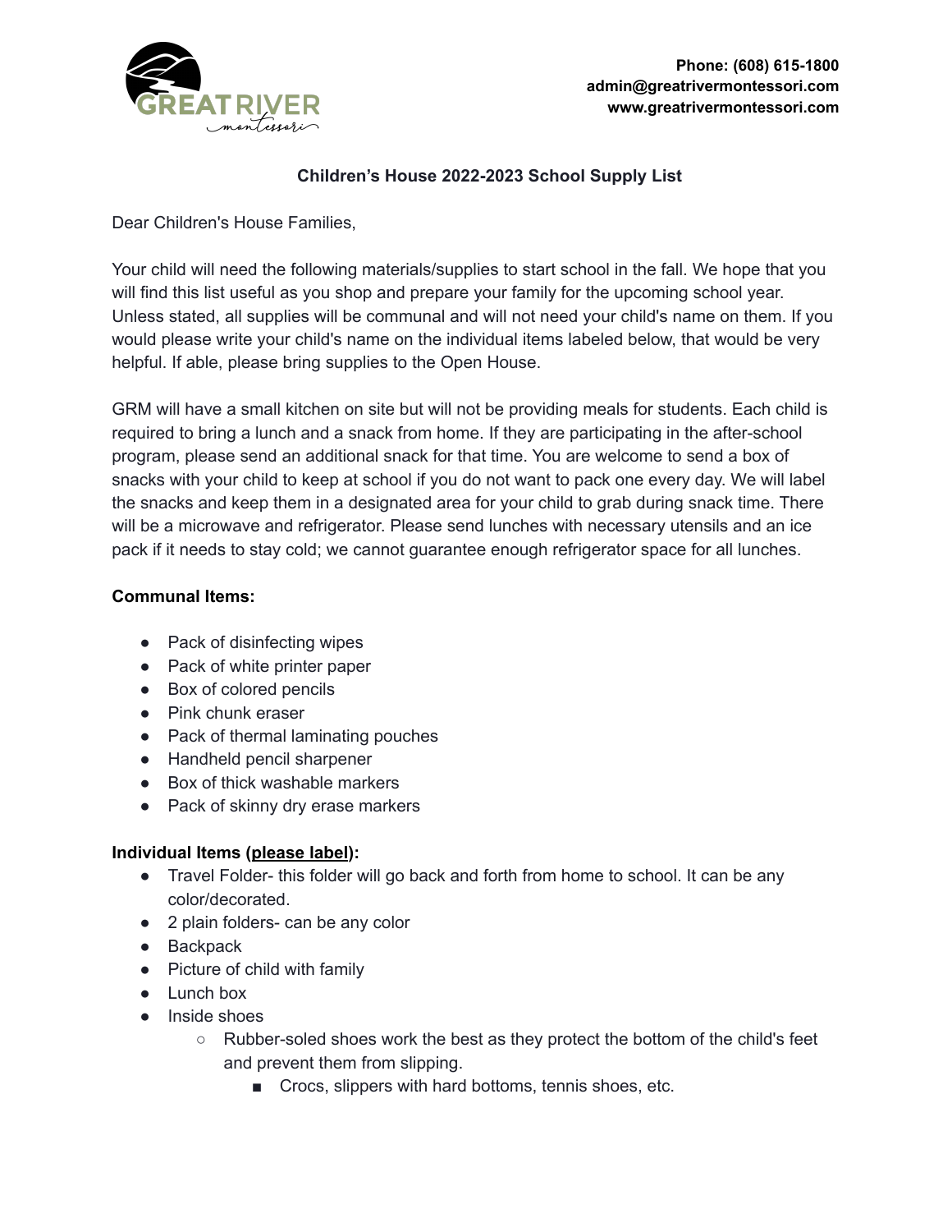Phone: (608) 615-1800
admin@greatrivermontessori.com
www.greatrivermontessori.com

## Children's House 2022-2023 School Supply List

Dear Children's House Families,

Your child will need the following materials/supplies to start school in the fall. We hope that you will find this list useful as you shop and prepare your family for the upcoming school year. Unless stated, all supplies will be communal and will not need your child's name on them. If you would please write your child's name on the individual items labeled below, that would be very helpful. If able, please bring supplies to the Open House.

GRM will have a small kitchen on site but will not be providing meals for students. Each child is required to bring a lunch and a snack from home. If they are participating in the after-school program, please send an additional snack for that time. You are welcome to send a box of snacks with your child to keep at school if you do not want to pack one every day. We will label the snacks and keep them in a designated area for your child to grab during snack time. There will be a microwave and refrigerator. Please send lunches with necessary utensils and an ice pack if it needs to stay cold; we cannot guarantee enough refrigerator space for all lunches.

**Communal Items:**

- Pack of disinfecting wipes
- Pack of white printer paper
- Box of colored pencils
- Pink chunk eraser
- Pack of thermal laminating pouches
- Handheld pencil sharpener
- Box of thick washable markers
- Pack of skinny dry erase markers

**Individual Items (<u>please label</u>):**

- Travel Folder- this folder will go back and forth from home to school. It can be any color/decorated.
- 2 plain folders- can be any color
- Backpack
- Picture of child with family
- Lunch box
- Inside shoes
  - Rubber-soled shoes work the best as they protect the bottom of the child's feet and prevent them from slipping.
    - Crocs, slippers with hard bottoms, tennis shoes, etc.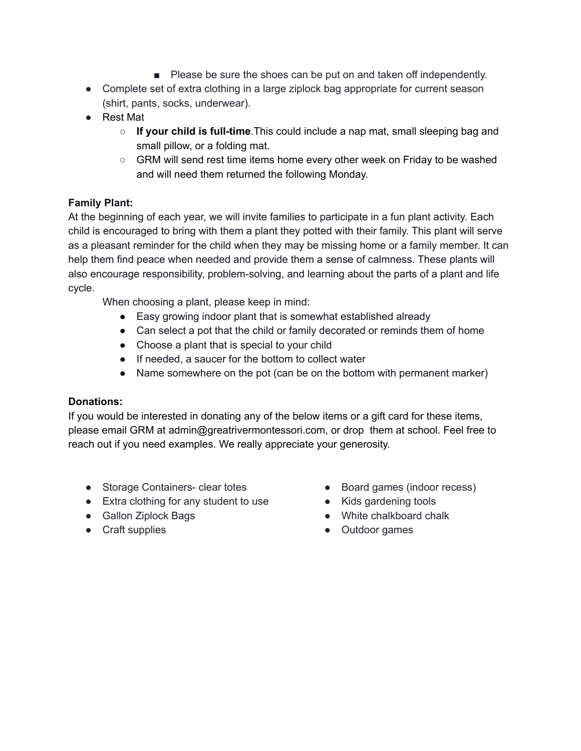- Please be sure the shoes can be put on and taken off independently.
- Complete set of extra clothing in a large ziplock bag appropriate for current season (shirt, pants, socks, underwear).
- Rest Mat
    - **If your child is full-time**.This could include a nap mat, small sleeping bag and small pillow, or a folding mat.
    - GRM will send rest time items home every other week on Friday to be washed and will need them returned the following Monday.

**Family Plant:**

At the beginning of each year, we will invite families to participate in a fun plant activity. Each child is encouraged to bring with them a plant they potted with their family. This plant will serve as a pleasant reminder for the child when they may be missing home or a family member. It can help them find peace when needed and provide them a sense of calmness. These plants will also encourage responsibility, problem-solving, and learning about the parts of a plant and life cycle.

When choosing a plant, please keep in mind:

- Easy growing indoor plant that is somewhat established already
- Can select a pot that the child or family decorated or reminds them of home
- Choose a plant that is special to your child
- If needed, a saucer for the bottom to collect water
- Name somewhere on the pot (can be on the bottom with permanent marker)

**Donations:**

If you would be interested in donating any of the below items or a gift card for these items, please email GRM at admin@greatrivermontessori.com, or drop them at school. Feel free to reach out if you need examples. We really appreciate your generosity.

- Storage Containers- clear totes
- Extra clothing for any student to use
- Gallon Ziplock Bags
- Craft supplies
- Board games (indoor recess)
- Kids gardening tools
- White chalkboard chalk
- Outdoor games